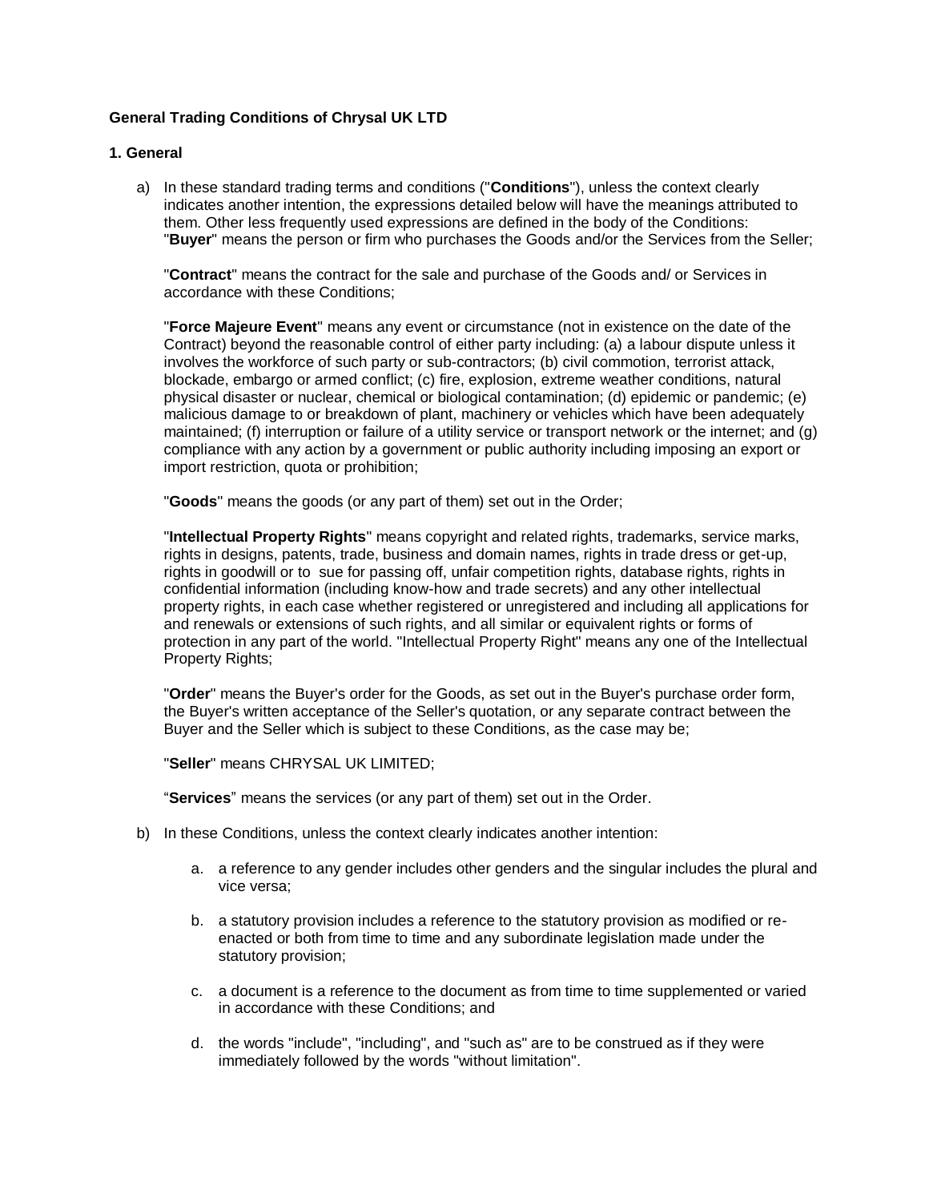**General Trading Conditions of Chrysal UK LTD**

**1. General**

a) In these standard trading terms and conditions ("**Conditions**"), unless the context clearly indicates another intention, the expressions detailed below will have the meanings attributed to them. Other less frequently used expressions are defined in the body of the Conditions: "**Buyer**" means the person or firm who purchases the Goods and/or the Services from the Seller;

   "**Contract**" means the contract for the sale and purchase of the Goods and/ or Services in accordance with these Conditions;

   "**Force Majeure Event**" means any event or circumstance (not in existence on the date of the Contract) beyond the reasonable control of either party including: (a) a labour dispute unless it involves the workforce of such party or sub-contractors; (b) civil commotion, terrorist attack, blockade, embargo or armed conflict; (c) fire, explosion, extreme weather conditions, natural physical disaster or nuclear, chemical or biological contamination; (d) epidemic or pandemic; (e) malicious damage to or breakdown of plant, machinery or vehicles which have been adequately maintained; (f) interruption or failure of a utility service or transport network or the internet; and (g) compliance with any action by a government or public authority including imposing an export or import restriction, quota or prohibition;

   "**Goods**" means the goods (or any part of them) set out in the Order;

   "**Intellectual Property Rights**" means copyright and related rights, trademarks, service marks, rights in designs, patents, trade, business and domain names, rights in trade dress or get-up, rights in goodwill or to sue for passing off, unfair competition rights, database rights, rights in confidential information (including know-how and trade secrets) and any other intellectual property rights, in each case whether registered or unregistered and including all applications for and renewals or extensions of such rights, and all similar or equivalent rights or forms of protection in any part of the world. "Intellectual Property Right" means any one of the Intellectual Property Rights;

   "**Order**" means the Buyer's order for the Goods, as set out in the Buyer's purchase order form, the Buyer's written acceptance of the Seller's quotation, or any separate contract between the Buyer and the Seller which is subject to these Conditions, as the case may be;

   "**Seller**" means CHRYSAL UK LIMITED;

   "**Services**" means the services (or any part of them) set out in the Order.

b) In these Conditions, unless the context clearly indicates another intention:

   a. a reference to any gender includes other genders and the singular includes the plural and vice versa;

   b. a statutory provision includes a reference to the statutory provision as modified or re-enacted or both from time to time and any subordinate legislation made under the statutory provision;

   c. a document is a reference to the document as from time to time supplemented or varied in accordance with these Conditions; and

   d. the words "include", "including", and "such as" are to be construed as if they were immediately followed by the words "without limitation".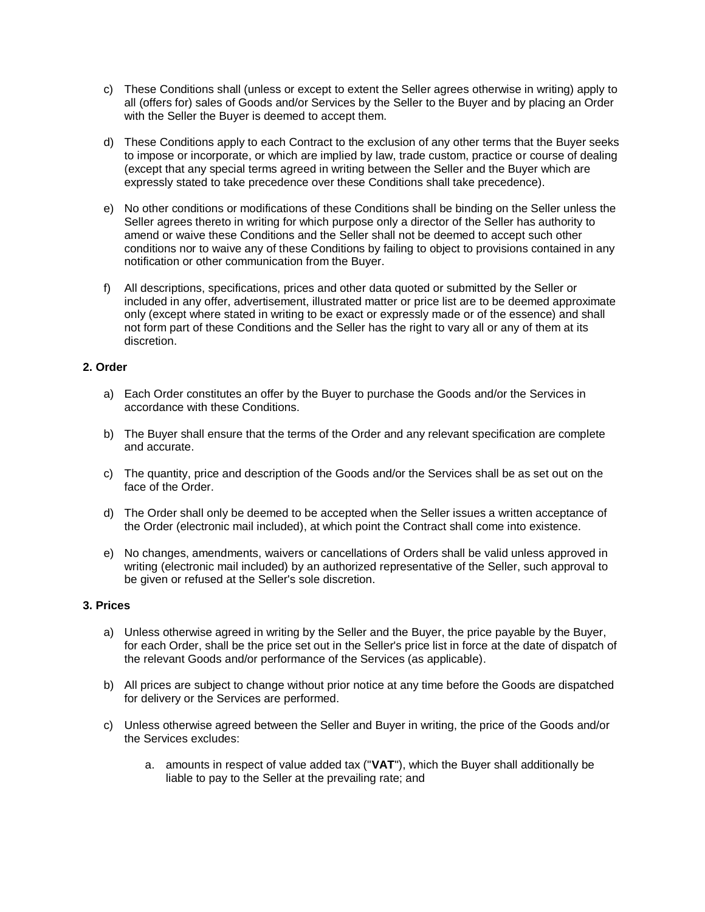c) These Conditions shall (unless or except to extent the Seller agrees otherwise in writing) apply to all (offers for) sales of Goods and/or Services by the Seller to the Buyer and by placing an Order with the Seller the Buyer is deemed to accept them.

d) These Conditions apply to each Contract to the exclusion of any other terms that the Buyer seeks to impose or incorporate, or which are implied by law, trade custom, practice or course of dealing (except that any special terms agreed in writing between the Seller and the Buyer which are expressly stated to take precedence over these Conditions shall take precedence).

e) No other conditions or modifications of these Conditions shall be binding on the Seller unless the Seller agrees thereto in writing for which purpose only a director of the Seller has authority to amend or waive these Conditions and the Seller shall not be deemed to accept such other conditions nor to waive any of these Conditions by failing to object to provisions contained in any notification or other communication from the Buyer.

f) All descriptions, specifications, prices and other data quoted or submitted by the Seller or included in any offer, advertisement, illustrated matter or price list are to be deemed approximate only (except where stated in writing to be exact or expressly made or of the essence) and shall not form part of these Conditions and the Seller has the right to vary all or any of them at its discretion.

**2. Order**

a) Each Order constitutes an offer by the Buyer to purchase the Goods and/or the Services in accordance with these Conditions.

b) The Buyer shall ensure that the terms of the Order and any relevant specification are complete and accurate.

c) The quantity, price and description of the Goods and/or the Services shall be as set out on the face of the Order.

d) The Order shall only be deemed to be accepted when the Seller issues a written acceptance of the Order (electronic mail included), at which point the Contract shall come into existence.

e) No changes, amendments, waivers or cancellations of Orders shall be valid unless approved in writing (electronic mail included) by an authorized representative of the Seller, such approval to be given or refused at the Seller's sole discretion.

**3. Prices**

a) Unless otherwise agreed in writing by the Seller and the Buyer, the price payable by the Buyer, for each Order, shall be the price set out in the Seller's price list in force at the date of dispatch of the relevant Goods and/or performance of the Services (as applicable).

b) All prices are subject to change without prior notice at any time before the Goods are dispatched for delivery or the Services are performed.

c) Unless otherwise agreed between the Seller and Buyer in writing, the price of the Goods and/or the Services excludes:

   a. amounts in respect of value added tax ("**VAT**"), which the Buyer shall additionally be liable to pay to the Seller at the prevailing rate; and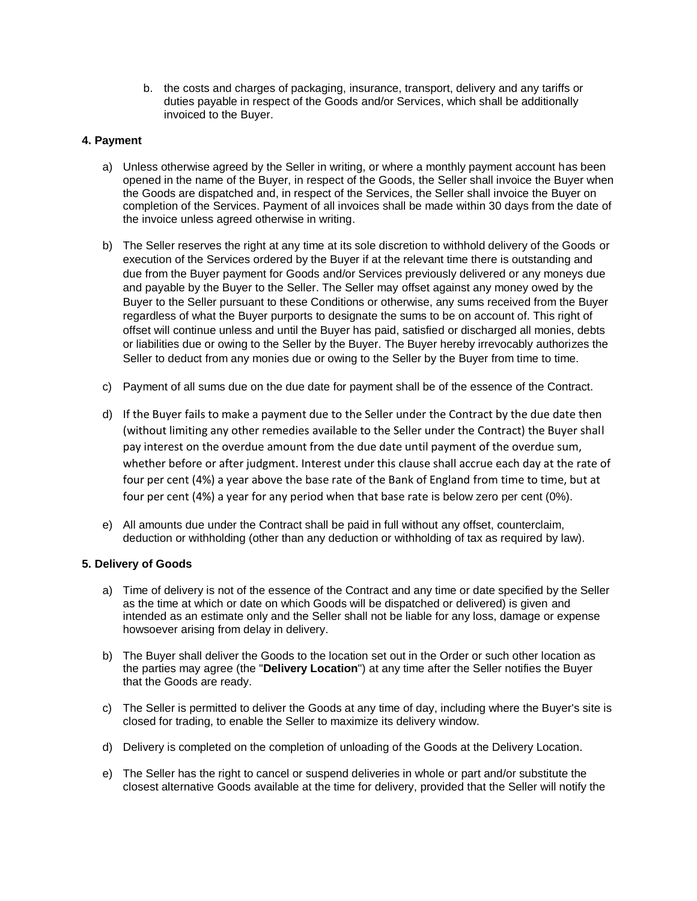b. the costs and charges of packaging, insurance, transport, delivery and any tariffs or duties payable in respect of the Goods and/or Services, which shall be additionally invoiced to the Buyer.

**4. Payment**

a) Unless otherwise agreed by the Seller in writing, or where a monthly payment account has been opened in the name of the Buyer, in respect of the Goods, the Seller shall invoice the Buyer when the Goods are dispatched and, in respect of the Services, the Seller shall invoice the Buyer on completion of the Services. Payment of all invoices shall be made within 30 days from the date of the invoice unless agreed otherwise in writing.

b) The Seller reserves the right at any time at its sole discretion to withhold delivery of the Goods or execution of the Services ordered by the Buyer if at the relevant time there is outstanding and due from the Buyer payment for Goods and/or Services previously delivered or any moneys due and payable by the Buyer to the Seller. The Seller may offset against any money owed by the Buyer to the Seller pursuant to these Conditions or otherwise, any sums received from the Buyer regardless of what the Buyer purports to designate the sums to be on account of. This right of offset will continue unless and until the Buyer has paid, satisfied or discharged all monies, debts or liabilities due or owing to the Seller by the Buyer. The Buyer hereby irrevocably authorizes the Seller to deduct from any monies due or owing to the Seller by the Buyer from time to time.

c) Payment of all sums due on the due date for payment shall be of the essence of the Contract.

d) If the Buyer fails to make a payment due to the Seller under the Contract by the due date then (without limiting any other remedies available to the Seller under the Contract) the Buyer shall pay interest on the overdue amount from the due date until payment of the overdue sum, whether before or after judgment. Interest under this clause shall accrue each day at the rate of four per cent (4%) a year above the base rate of the Bank of England from time to time, but at four per cent (4%) a year for any period when that base rate is below zero per cent (0%).

e) All amounts due under the Contract shall be paid in full without any offset, counterclaim, deduction or withholding (other than any deduction or withholding of tax as required by law).

**5. Delivery of Goods**

a) Time of delivery is not of the essence of the Contract and any time or date specified by the Seller as the time at which or date on which Goods will be dispatched or delivered) is given and intended as an estimate only and the Seller shall not be liable for any loss, damage or expense howsoever arising from delay in delivery.

b) The Buyer shall deliver the Goods to the location set out in the Order or such other location as the parties may agree (the "**Delivery Location**") at any time after the Seller notifies the Buyer that the Goods are ready.

c) The Seller is permitted to deliver the Goods at any time of day, including where the Buyer's site is closed for trading, to enable the Seller to maximize its delivery window.

d) Delivery is completed on the completion of unloading of the Goods at the Delivery Location.

e) The Seller has the right to cancel or suspend deliveries in whole or part and/or substitute the closest alternative Goods available at the time for delivery, provided that the Seller will notify the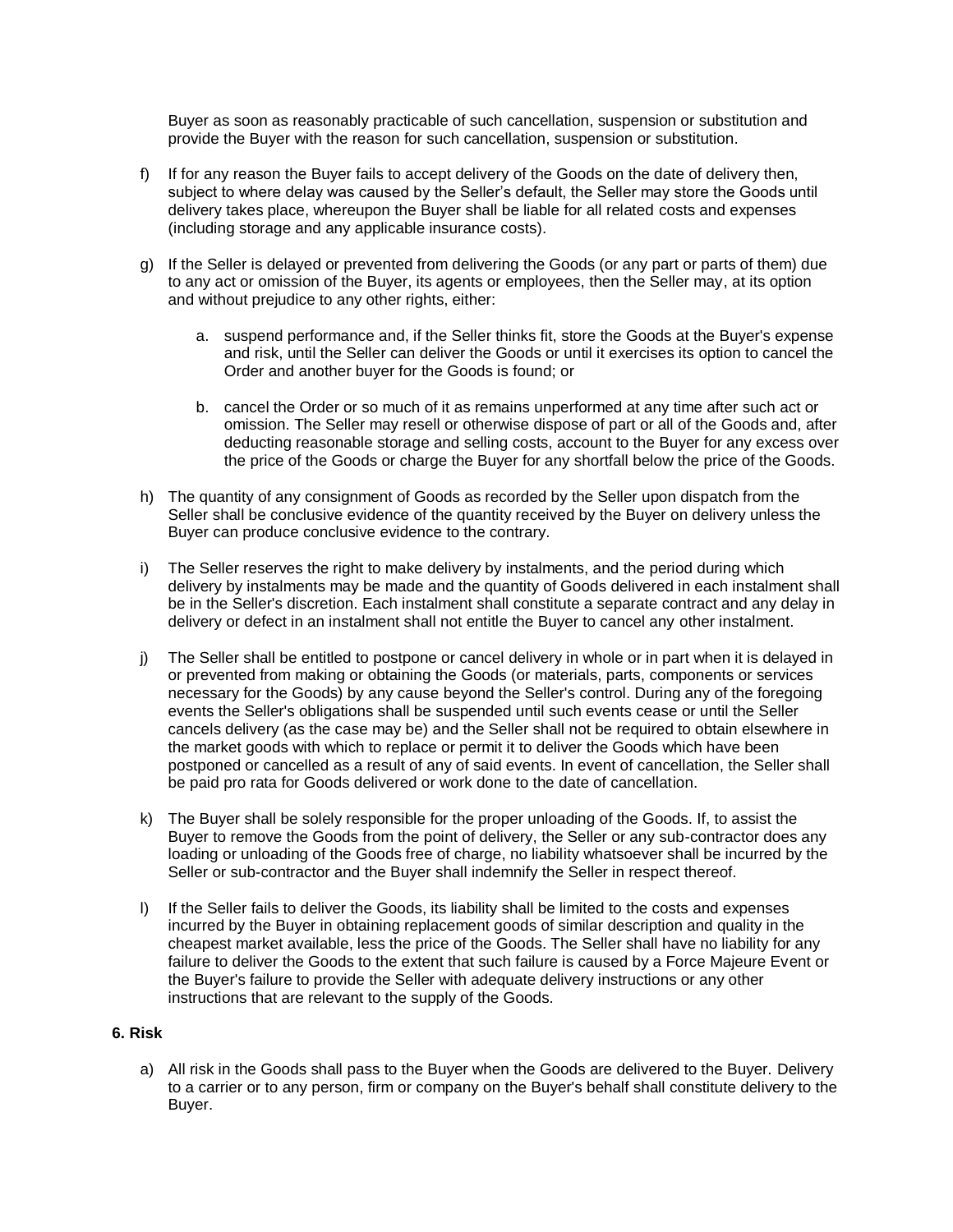Buyer as soon as reasonably practicable of such cancellation, suspension or substitution and provide the Buyer with the reason for such cancellation, suspension or substitution.

f) If for any reason the Buyer fails to accept delivery of the Goods on the date of delivery then, subject to where delay was caused by the Seller's default, the Seller may store the Goods until delivery takes place, whereupon the Buyer shall be liable for all related costs and expenses (including storage and any applicable insurance costs).

g) If the Seller is delayed or prevented from delivering the Goods (or any part or parts of them) due to any act or omission of the Buyer, its agents or employees, then the Seller may, at its option and without prejudice to any other rights, either:

   a. suspend performance and, if the Seller thinks fit, store the Goods at the Buyer's expense and risk, until the Seller can deliver the Goods or until it exercises its option to cancel the Order and another buyer for the Goods is found; or

   b. cancel the Order or so much of it as remains unperformed at any time after such act or omission. The Seller may resell or otherwise dispose of part or all of the Goods and, after deducting reasonable storage and selling costs, account to the Buyer for any excess over the price of the Goods or charge the Buyer for any shortfall below the price of the Goods.

h) The quantity of any consignment of Goods as recorded by the Seller upon dispatch from the Seller shall be conclusive evidence of the quantity received by the Buyer on delivery unless the Buyer can produce conclusive evidence to the contrary.

i) The Seller reserves the right to make delivery by instalments, and the period during which delivery by instalments may be made and the quantity of Goods delivered in each instalment shall be in the Seller's discretion. Each instalment shall constitute a separate contract and any delay in delivery or defect in an instalment shall not entitle the Buyer to cancel any other instalment.

j) The Seller shall be entitled to postpone or cancel delivery in whole or in part when it is delayed in or prevented from making or obtaining the Goods (or materials, parts, components or services necessary for the Goods) by any cause beyond the Seller's control. During any of the foregoing events the Seller's obligations shall be suspended until such events cease or until the Seller cancels delivery (as the case may be) and the Seller shall not be required to obtain elsewhere in the market goods with which to replace or permit it to deliver the Goods which have been postponed or cancelled as a result of any of said events. In event of cancellation, the Seller shall be paid pro rata for Goods delivered or work done to the date of cancellation.

k) The Buyer shall be solely responsible for the proper unloading of the Goods. If, to assist the Buyer to remove the Goods from the point of delivery, the Seller or any sub-contractor does any loading or unloading of the Goods free of charge, no liability whatsoever shall be incurred by the Seller or sub-contractor and the Buyer shall indemnify the Seller in respect thereof.

l) If the Seller fails to deliver the Goods, its liability shall be limited to the costs and expenses incurred by the Buyer in obtaining replacement goods of similar description and quality in the cheapest market available, less the price of the Goods. The Seller shall have no liability for any failure to deliver the Goods to the extent that such failure is caused by a Force Majeure Event or the Buyer's failure to provide the Seller with adequate delivery instructions or any other instructions that are relevant to the supply of the Goods.

**6. Risk**

a) All risk in the Goods shall pass to the Buyer when the Goods are delivered to the Buyer. Delivery to a carrier or to any person, firm or company on the Buyer's behalf shall constitute delivery to the Buyer.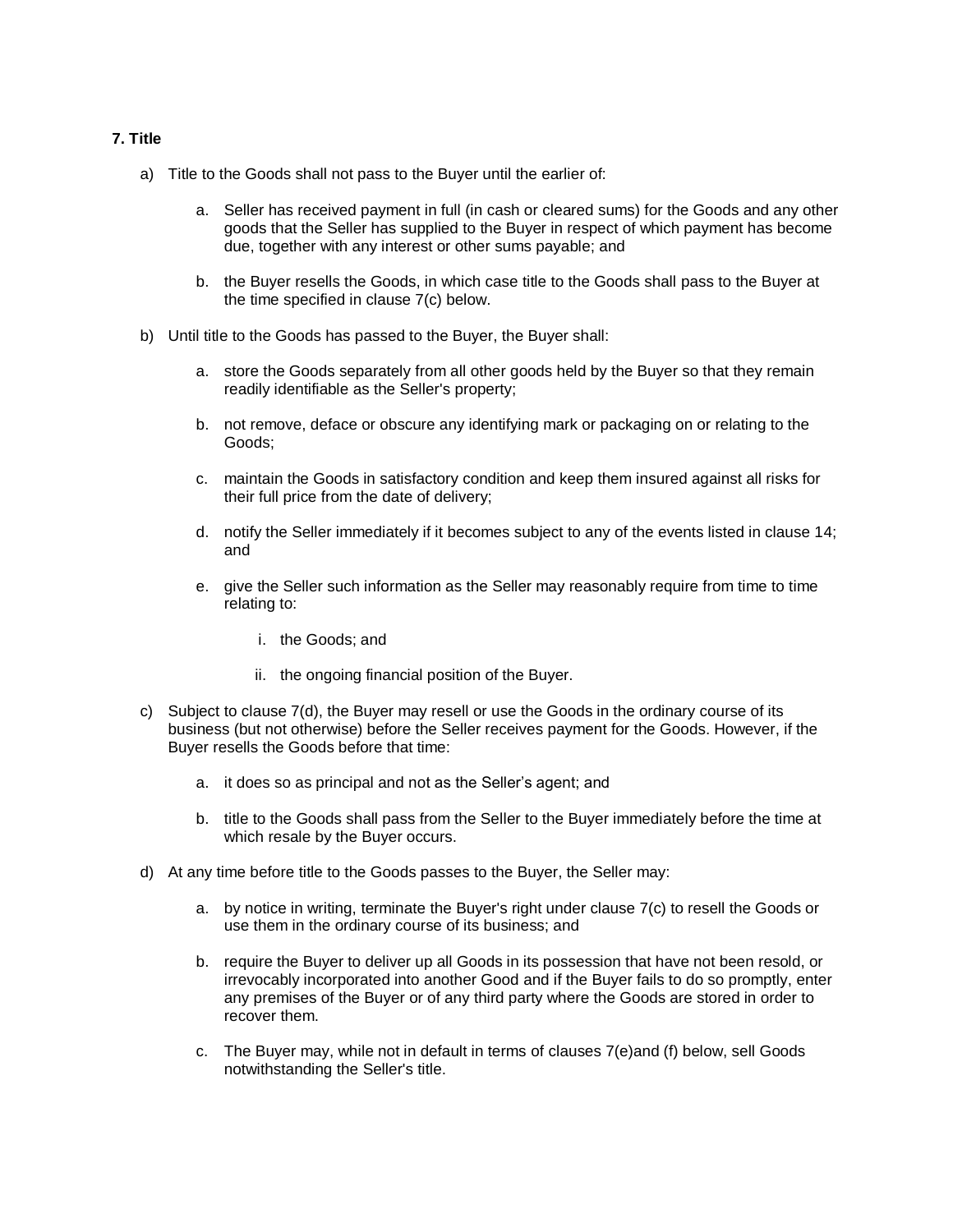**7. Title**

a) Title to the Goods shall not pass to the Buyer until the earlier of:

   a. Seller has received payment in full (in cash or cleared sums) for the Goods and any other goods that the Seller has supplied to the Buyer in respect of which payment has become due, together with any interest or other sums payable; and

   b. the Buyer resells the Goods, in which case title to the Goods shall pass to the Buyer at the time specified in clause 7(c) below.

b) Until title to the Goods has passed to the Buyer, the Buyer shall:

   a. store the Goods separately from all other goods held by the Buyer so that they remain readily identifiable as the Seller's property;

   b. not remove, deface or obscure any identifying mark or packaging on or relating to the Goods;

   c. maintain the Goods in satisfactory condition and keep them insured against all risks for their full price from the date of delivery;

   d. notify the Seller immediately if it becomes subject to any of the events listed in clause 14; and

   e. give the Seller such information as the Seller may reasonably require from time to time relating to:

      i. the Goods; and

      ii. the ongoing financial position of the Buyer.

c) Subject to clause 7(d), the Buyer may resell or use the Goods in the ordinary course of its business (but not otherwise) before the Seller receives payment for the Goods. However, if the Buyer resells the Goods before that time:

   a. it does so as principal and not as the Seller's agent; and

   b. title to the Goods shall pass from the Seller to the Buyer immediately before the time at which resale by the Buyer occurs.

d) At any time before title to the Goods passes to the Buyer, the Seller may:

   a. by notice in writing, terminate the Buyer's right under clause 7(c) to resell the Goods or use them in the ordinary course of its business; and

   b. require the Buyer to deliver up all Goods in its possession that have not been resold, or irrevocably incorporated into another Good and if the Buyer fails to do so promptly, enter any premises of the Buyer or of any third party where the Goods are stored in order to recover them.

   c. The Buyer may, while not in default in terms of clauses 7(e)and (f) below, sell Goods notwithstanding the Seller's title.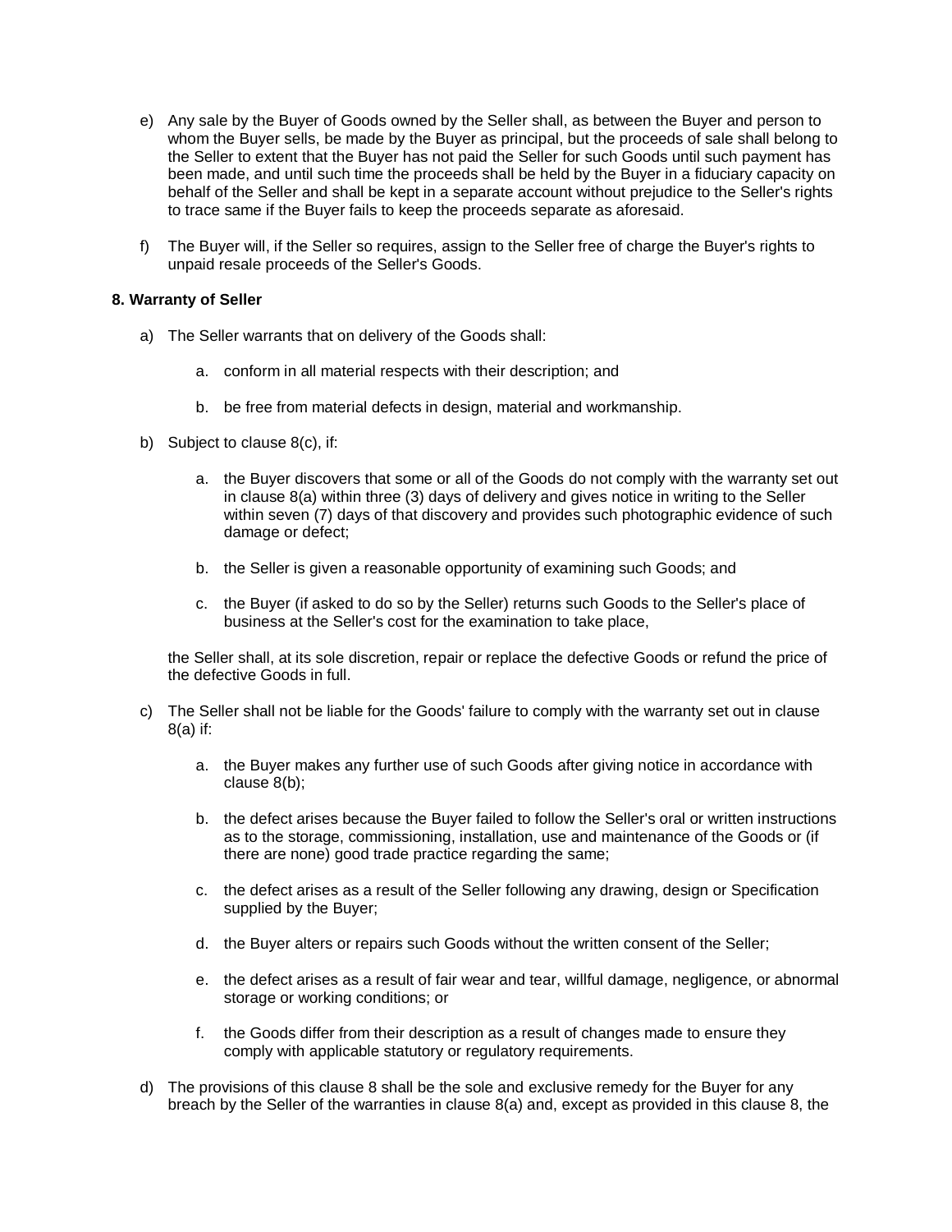e) Any sale by the Buyer of Goods owned by the Seller shall, as between the Buyer and person to whom the Buyer sells, be made by the Buyer as principal, but the proceeds of sale shall belong to the Seller to extent that the Buyer has not paid the Seller for such Goods until such payment has been made, and until such time the proceeds shall be held by the Buyer in a fiduciary capacity on behalf of the Seller and shall be kept in a separate account without prejudice to the Seller's rights to trace same if the Buyer fails to keep the proceeds separate as aforesaid.

f) The Buyer will, if the Seller so requires, assign to the Seller free of charge the Buyer's rights to unpaid resale proceeds of the Seller's Goods.

**8. Warranty of Seller**

a) The Seller warrants that on delivery of the Goods shall:

   a. conform in all material respects with their description; and

   b. be free from material defects in design, material and workmanship.

b) Subject to clause 8(c), if:

   a. the Buyer discovers that some or all of the Goods do not comply with the warranty set out in clause 8(a) within three (3) days of delivery and gives notice in writing to the Seller within seven (7) days of that discovery and provides such photographic evidence of such damage or defect;

   b. the Seller is given a reasonable opportunity of examining such Goods; and

   c. the Buyer (if asked to do so by the Seller) returns such Goods to the Seller's place of business at the Seller's cost for the examination to take place,

   the Seller shall, at its sole discretion, repair or replace the defective Goods or refund the price of the defective Goods in full.

c) The Seller shall not be liable for the Goods' failure to comply with the warranty set out in clause 8(a) if:

   a. the Buyer makes any further use of such Goods after giving notice in accordance with clause 8(b);

   b. the defect arises because the Buyer failed to follow the Seller's oral or written instructions as to the storage, commissioning, installation, use and maintenance of the Goods or (if there are none) good trade practice regarding the same;

   c. the defect arises as a result of the Seller following any drawing, design or Specification supplied by the Buyer;

   d. the Buyer alters or repairs such Goods without the written consent of the Seller;

   e. the defect arises as a result of fair wear and tear, willful damage, negligence, or abnormal storage or working conditions; or

   f. the Goods differ from their description as a result of changes made to ensure they comply with applicable statutory or regulatory requirements.

d) The provisions of this clause 8 shall be the sole and exclusive remedy for the Buyer for any breach by the Seller of the warranties in clause 8(a) and, except as provided in this clause 8, the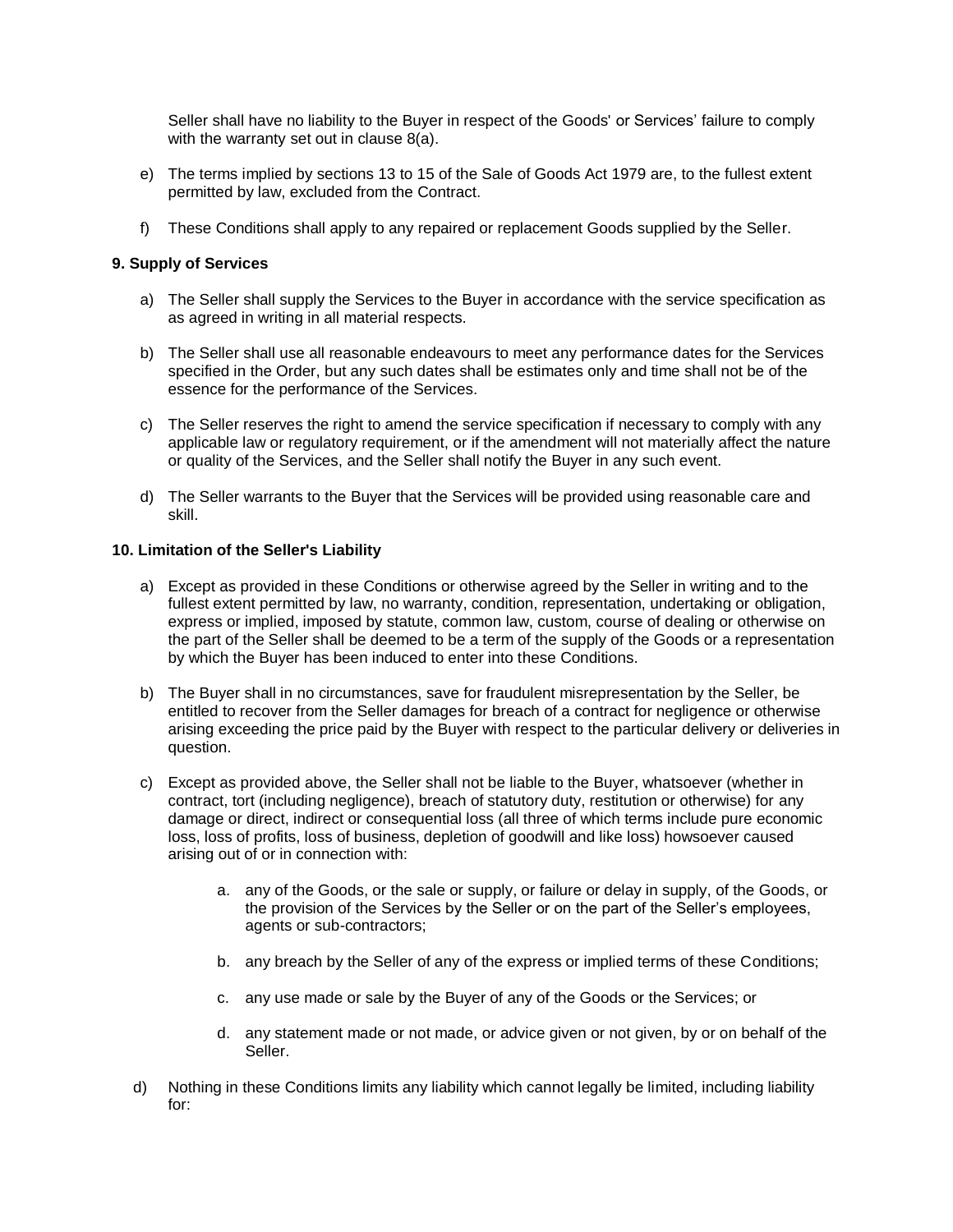Seller shall have no liability to the Buyer in respect of the Goods' or Services' failure to comply with the warranty set out in clause 8(a).

e) The terms implied by sections 13 to 15 of the Sale of Goods Act 1979 are, to the fullest extent permitted by law, excluded from the Contract.

f) These Conditions shall apply to any repaired or replacement Goods supplied by the Seller.

**9. Supply of Services**

a) The Seller shall supply the Services to the Buyer in accordance with the service specification as as agreed in writing in all material respects.

b) The Seller shall use all reasonable endeavours to meet any performance dates for the Services specified in the Order, but any such dates shall be estimates only and time shall not be of the essence for the performance of the Services.

c) The Seller reserves the right to amend the service specification if necessary to comply with any applicable law or regulatory requirement, or if the amendment will not materially affect the nature or quality of the Services, and the Seller shall notify the Buyer in any such event.

d) The Seller warrants to the Buyer that the Services will be provided using reasonable care and skill.

**10. Limitation of the Seller's Liability**

a) Except as provided in these Conditions or otherwise agreed by the Seller in writing and to the fullest extent permitted by law, no warranty, condition, representation, undertaking or obligation, express or implied, imposed by statute, common law, custom, course of dealing or otherwise on the part of the Seller shall be deemed to be a term of the supply of the Goods or a representation by which the Buyer has been induced to enter into these Conditions.

b) The Buyer shall in no circumstances, save for fraudulent misrepresentation by the Seller, be entitled to recover from the Seller damages for breach of a contract for negligence or otherwise arising exceeding the price paid by the Buyer with respect to the particular delivery or deliveries in question.

c) Except as provided above, the Seller shall not be liable to the Buyer, whatsoever (whether in contract, tort (including negligence), breach of statutory duty, restitution or otherwise) for any damage or direct, indirect or consequential loss (all three of which terms include pure economic loss, loss of profits, loss of business, depletion of goodwill and like loss) howsoever caused arising out of or in connection with:

   a. any of the Goods, or the sale or supply, or failure or delay in supply, of the Goods, or the provision of the Services by the Seller or on the part of the Seller's employees, agents or sub-contractors;

   b. any breach by the Seller of any of the express or implied terms of these Conditions;

   c. any use made or sale by the Buyer of any of the Goods or the Services; or

   d. any statement made or not made, or advice given or not given, by or on behalf of the Seller.

d) Nothing in these Conditions limits any liability which cannot legally be limited, including liability for: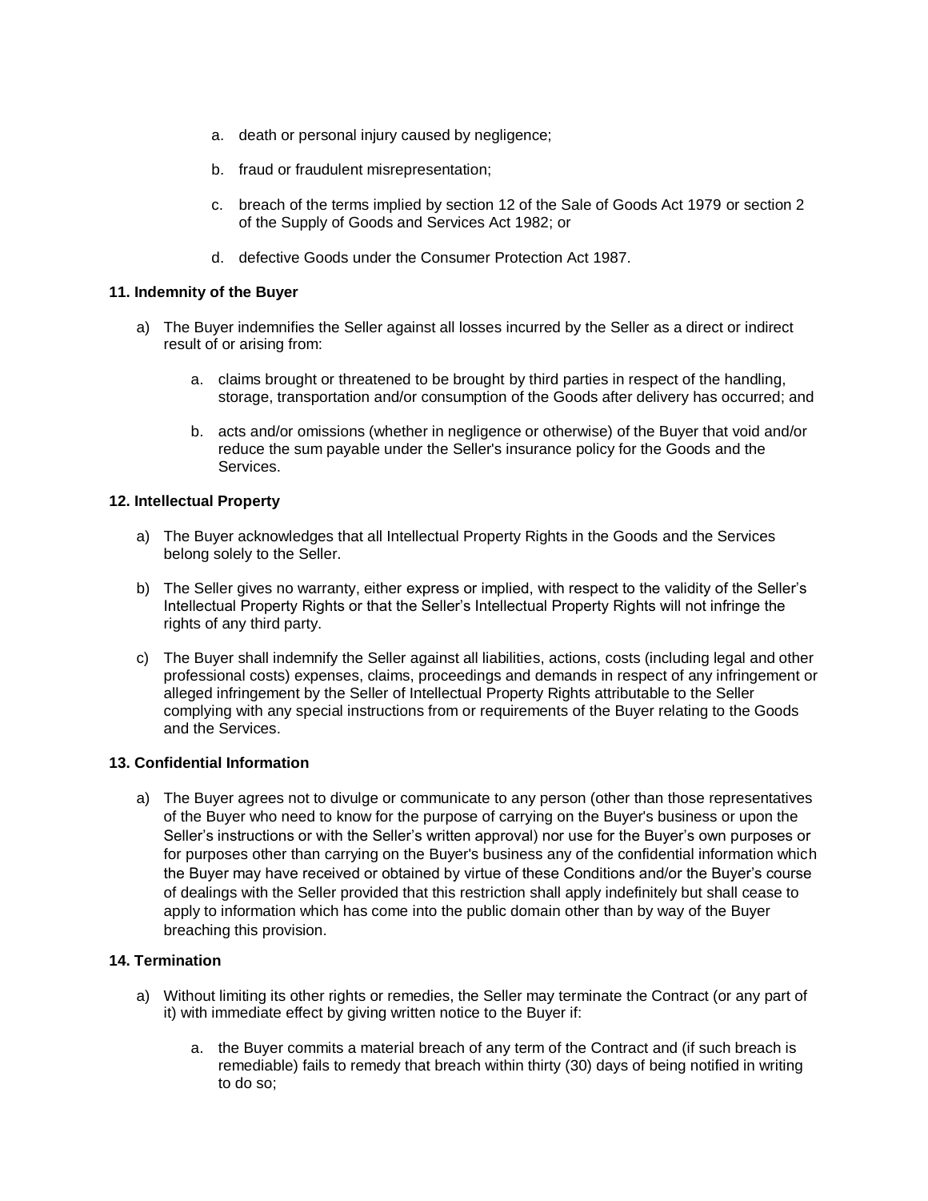a. death or personal injury caused by negligence;

   b. fraud or fraudulent misrepresentation;

   c. breach of the terms implied by section 12 of the Sale of Goods Act 1979 or section 2 of the Supply of Goods and Services Act 1982; or

   d. defective Goods under the Consumer Protection Act 1987.

**11. Indemnity of the Buyer**

a) The Buyer indemnifies the Seller against all losses incurred by the Seller as a direct or indirect result of or arising from:

   a. claims brought or threatened to be brought by third parties in respect of the handling, storage, transportation and/or consumption of the Goods after delivery has occurred; and

   b. acts and/or omissions (whether in negligence or otherwise) of the Buyer that void and/or reduce the sum payable under the Seller's insurance policy for the Goods and the Services.

**12. Intellectual Property**

a) The Buyer acknowledges that all Intellectual Property Rights in the Goods and the Services belong solely to the Seller.

b) The Seller gives no warranty, either express or implied, with respect to the validity of the Seller's Intellectual Property Rights or that the Seller's Intellectual Property Rights will not infringe the rights of any third party.

c) The Buyer shall indemnify the Seller against all liabilities, actions, costs (including legal and other professional costs) expenses, claims, proceedings and demands in respect of any infringement or alleged infringement by the Seller of Intellectual Property Rights attributable to the Seller complying with any special instructions from or requirements of the Buyer relating to the Goods and the Services.

**13. Confidential Information**

a) The Buyer agrees not to divulge or communicate to any person (other than those representatives of the Buyer who need to know for the purpose of carrying on the Buyer's business or upon the Seller's instructions or with the Seller's written approval) nor use for the Buyer's own purposes or for purposes other than carrying on the Buyer's business any of the confidential information which the Buyer may have received or obtained by virtue of these Conditions and/or the Buyer's course of dealings with the Seller provided that this restriction shall apply indefinitely but shall cease to apply to information which has come into the public domain other than by way of the Buyer breaching this provision.

**14. Termination**

a) Without limiting its other rights or remedies, the Seller may terminate the Contract (or any part of it) with immediate effect by giving written notice to the Buyer if:

   a. the Buyer commits a material breach of any term of the Contract and (if such breach is remediable) fails to remedy that breach within thirty (30) days of being notified in writing to do so;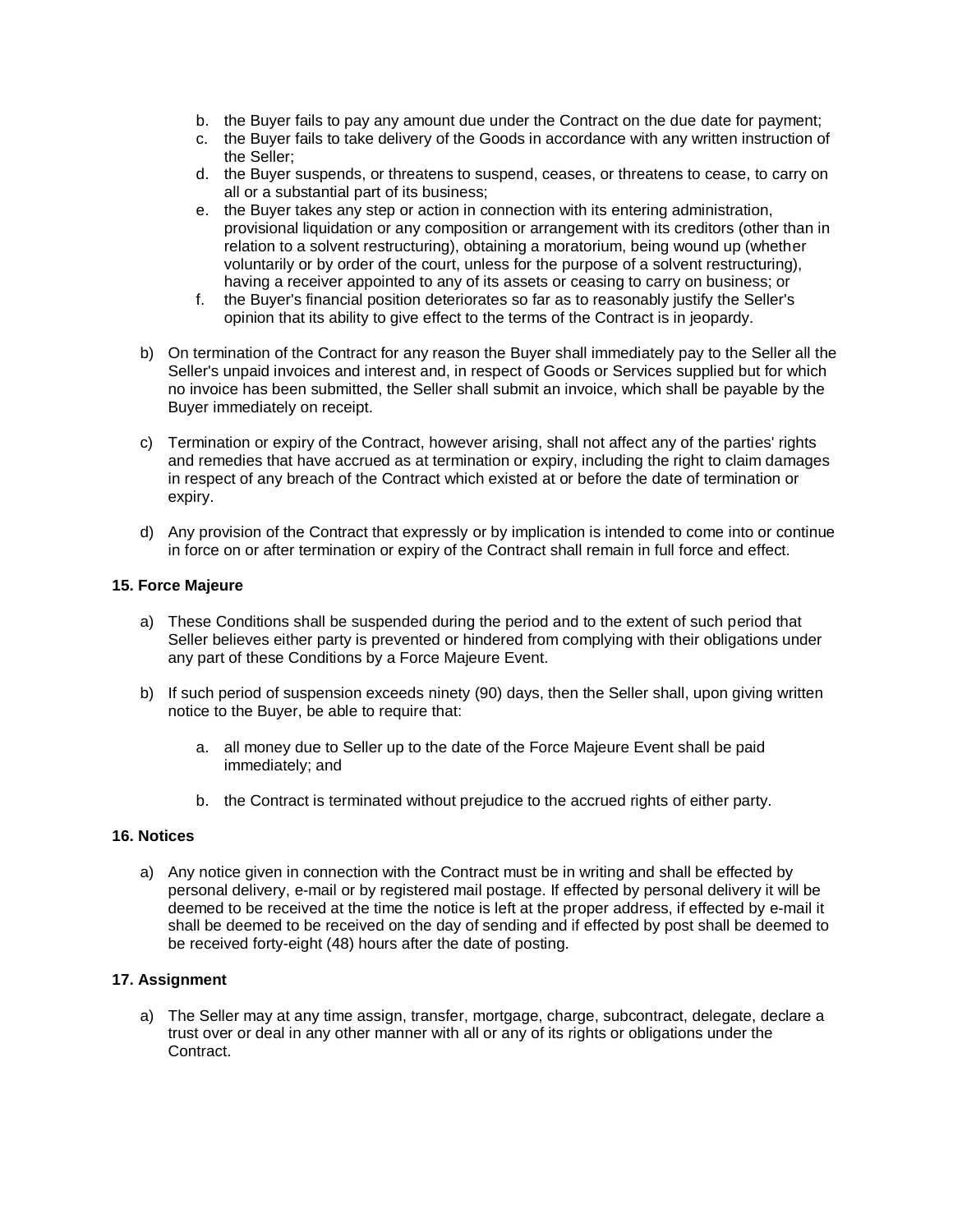b. the Buyer fails to pay any amount due under the Contract on the due date for payment;
c. the Buyer fails to take delivery of the Goods in accordance with any written instruction of the Seller;
d. the Buyer suspends, or threatens to suspend, ceases, or threatens to cease, to carry on all or a substantial part of its business;
e. the Buyer takes any step or action in connection with its entering administration, provisional liquidation or any composition or arrangement with its creditors (other than in relation to a solvent restructuring), obtaining a moratorium, being wound up (whether voluntarily or by order of the court, unless for the purpose of a solvent restructuring), having a receiver appointed to any of its assets or ceasing to carry on business; or
f. the Buyer's financial position deteriorates so far as to reasonably justify the Seller's opinion that its ability to give effect to the terms of the Contract is in jeopardy.

b) On termination of the Contract for any reason the Buyer shall immediately pay to the Seller all the Seller's unpaid invoices and interest and, in respect of Goods or Services supplied but for which no invoice has been submitted, the Seller shall submit an invoice, which shall be payable by the Buyer immediately on receipt.

c) Termination or expiry of the Contract, however arising, shall not affect any of the parties' rights and remedies that have accrued as at termination or expiry, including the right to claim damages in respect of any breach of the Contract which existed at or before the date of termination or expiry.

d) Any provision of the Contract that expressly or by implication is intended to come into or continue in force on or after termination or expiry of the Contract shall remain in full force and effect.

**15. Force Majeure**

a) These Conditions shall be suspended during the period and to the extent of such period that Seller believes either party is prevented or hindered from complying with their obligations under any part of these Conditions by a Force Majeure Event.

b) If such period of suspension exceeds ninety (90) days, then the Seller shall, upon giving written notice to the Buyer, be able to require that:

   a. all money due to Seller up to the date of the Force Majeure Event shall be paid immediately; and

   b. the Contract is terminated without prejudice to the accrued rights of either party.

**16. Notices**

a) Any notice given in connection with the Contract must be in writing and shall be effected by personal delivery, e-mail or by registered mail postage. If effected by personal delivery it will be deemed to be received at the time the notice is left at the proper address, if effected by e-mail it shall be deemed to be received on the day of sending and if effected by post shall be deemed to be received forty-eight (48) hours after the date of posting.

**17. Assignment**

a) The Seller may at any time assign, transfer, mortgage, charge, subcontract, delegate, declare a trust over or deal in any other manner with all or any of its rights or obligations under the Contract.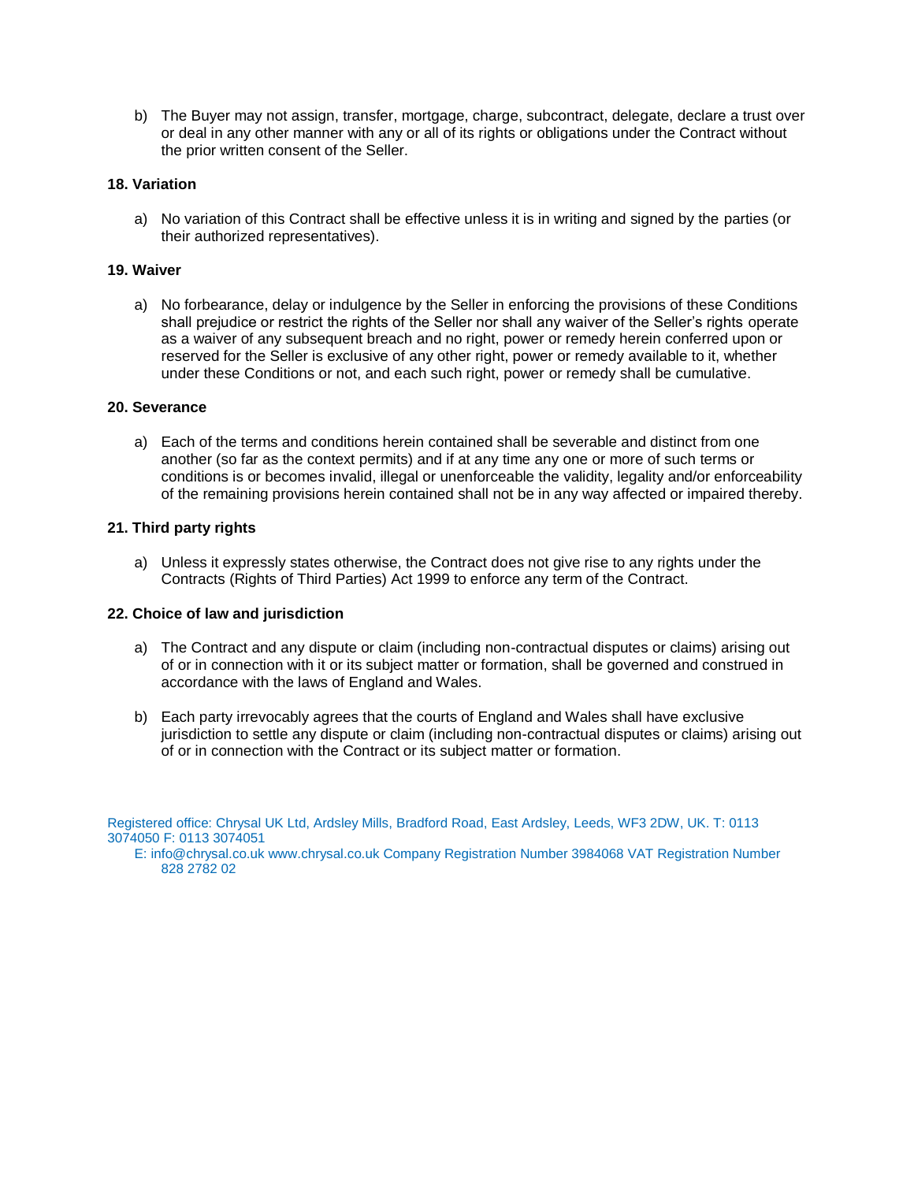b) The Buyer may not assign, transfer, mortgage, charge, subcontract, delegate, declare a trust over or deal in any other manner with any or all of its rights or obligations under the Contract without the prior written consent of the Seller.

**18. Variation**

a) No variation of this Contract shall be effective unless it is in writing and signed by the parties (or their authorized representatives).

**19. Waiver**

a) No forbearance, delay or indulgence by the Seller in enforcing the provisions of these Conditions shall prejudice or restrict the rights of the Seller nor shall any waiver of the Seller's rights operate as a waiver of any subsequent breach and no right, power or remedy herein conferred upon or reserved for the Seller is exclusive of any other right, power or remedy available to it, whether under these Conditions or not, and each such right, power or remedy shall be cumulative.

**20. Severance**

a) Each of the terms and conditions herein contained shall be severable and distinct from one another (so far as the context permits) and if at any time any one or more of such terms or conditions is or becomes invalid, illegal or unenforceable the validity, legality and/or enforceability of the remaining provisions herein contained shall not be in any way affected or impaired thereby.

**21. Third party rights**

a) Unless it expressly states otherwise, the Contract does not give rise to any rights under the Contracts (Rights of Third Parties) Act 1999 to enforce any term of the Contract.

**22. Choice of law and jurisdiction**

a) The Contract and any dispute or claim (including non-contractual disputes or claims) arising out of or in connection with it or its subject matter or formation, shall be governed and construed in accordance with the laws of England and Wales.

b) Each party irrevocably agrees that the courts of England and Wales shall have exclusive jurisdiction to settle any dispute or claim (including non-contractual disputes or claims) arising out of or in connection with the Contract or its subject matter or formation.

Registered office: Chrysal UK Ltd, Ardsley Mills, Bradford Road, East Ardsley, Leeds, WF3 2DW, UK. T: 0113 3074050 F: 0113 3074051
E: info@chrysal.co.uk www.chrysal.co.uk Company Registration Number 3984068 VAT Registration Number 828 2782 02